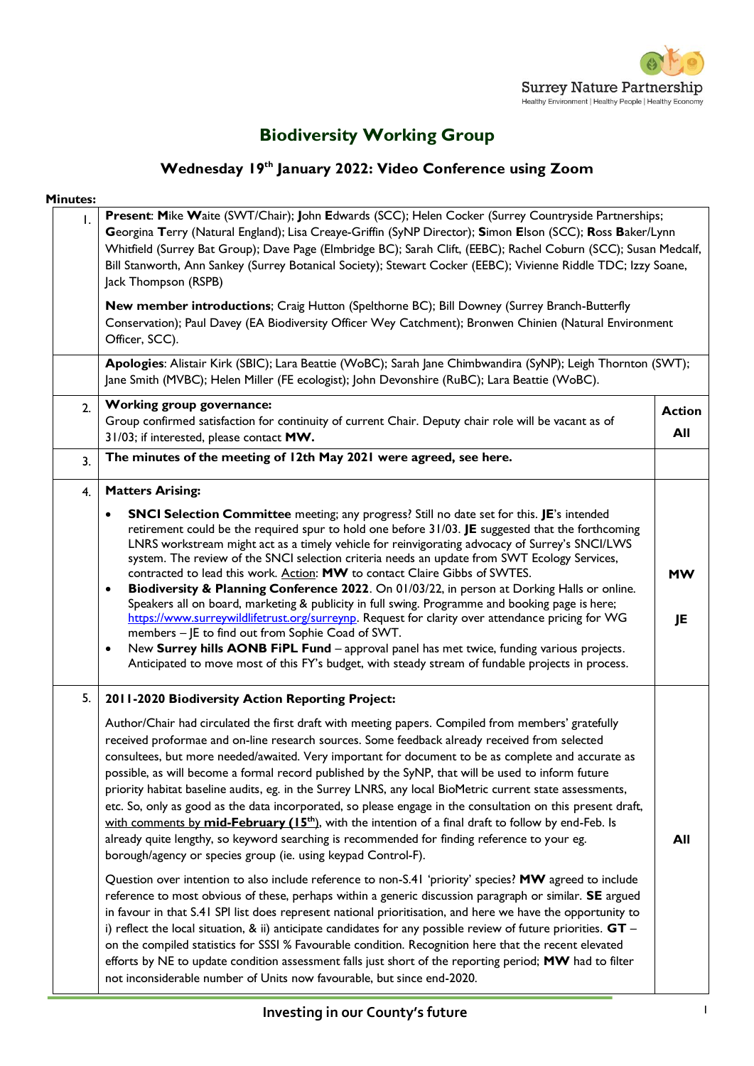Surrey Nature Partnership

Healthy Environment | Healthy People | Healthy Economy

# Biodiversity Working Group

## Wednesday 19th January 2022: Video Conference using Zoom

**Minutes:**

| | | Action |
|---|---|---|
| 1. | **Present**: **M**ike **W**aite (SWT/Chair); **J**ohn **E**dwards (SCC); Helen Cocker (Surrey Countryside Partnerships; **G**eorgina **T**erry (Natural England); Lisa Creaye-Griffin (SyNP Director); **S**imon **E**lson (SCC); **R**oss **B**aker/Lynn Whitfield (Surrey Bat Group); Dave Page (Elmbridge BC); Sarah Clift, (EEBC); Rachel Coburn (SCC); Susan Medcalf, Bill Stanworth, Ann Sankey (Surrey Botanical Society); Stewart Cocker (EEBC); Vivienne Riddle TDC; Izzy Soane, Jack Thompson (RSPB)<br><br>**New member introductions**; Craig Hutton (Spelthorne BC); Bill Downey (Surrey Branch-Butterfly Conservation); Paul Davey (EA Biodiversity Officer Wey Catchment); Bronwen Chinien (Natural Environment Officer, SCC). | |
| | **Apologies**: Alistair Kirk (SBIC); Lara Beattie (WoBC); Sarah Jane Chimbwandira (SyNP); Leigh Thornton (SWT); Jane Smith (MVBC); Helen Miller (FE ecologist); John Devonshire (RuBC); Lara Beattie (WoBC). | |
| 2. | **Working group governance:**<br>Group confirmed satisfaction for continuity of current Chair. Deputy chair role will be vacant as of 31/03; if interested, please contact **MW.** | **All** |
| 3. | **The minutes of the meeting of 12th May 2021 were agreed, see here.** | |
| 4. | **Matters Arising:**<br>• **SNCI Selection Committee** meeting; any progress? Still no date set for this. **JE**'s intended retirement could be the required spur to hold one before 31/03. **JE** suggested that the forthcoming LNRS workstream might act as a timely vehicle for reinvigorating advocacy of Surrey's SNCI/LWS system. The review of the SNCI selection criteria needs an update from SWT Ecology Services, contracted to lead this work. Action: **MW** to contact Claire Gibbs of SWTES.<br>• **Biodiversity & Planning Conference 2022**. On 01/03/22, in person at Dorking Halls or online. Speakers all on board, marketing & publicity in full swing. Programme and booking page is here; https://www.surreywildlifetrust.org/surreynp. Request for clarity over attendance pricing for WG members – JE to find out from Sophie Coad of SWT.<br>• New **Surrey hills AONB FiPL Fund** – approval panel has met twice, funding various projects. Anticipated to move most of this FY's budget, with steady stream of fundable projects in process. | **MW**<br><br>**JE** |
| 5. | **2011-2020 Biodiversity Action Reporting Project:**<br><br>Author/Chair had circulated the first draft with meeting papers. Compiled from members' gratefully received proformae and on-line research sources. Some feedback already received from selected consultees, but more needed/awaited. Very important for document to be as complete and accurate as possible, as will become a formal record published by the SyNP, that will be used to inform future priority habitat baseline audits, eg. in the Surrey LNRS, any local BioMetric current state assessments, etc. So, only as good as the data incorporated, so please engage in the consultation on this present draft, with comments by **mid-February (15th)**, with the intention of a final draft to follow by end-Feb. Is already quite lengthy, so keyword searching is recommended for finding reference to your eg. borough/agency or species group (ie. using keypad Control-F).<br><br>Question over intention to also include reference to non-S.41 'priority' species? **MW** agreed to include reference to most obvious of these, perhaps within a generic discussion paragraph or similar. **SE** argued in favour in that S.41 SPI list does represent national prioritisation, and here we have the opportunity to i) reflect the local situation, & ii) anticipate candidates for any possible review of future priorities. **GT** – on the compiled statistics for SSSI % Favourable condition. Recognition here that the recent elevated efforts by NE to update condition assessment falls just short of the reporting period; **MW** had to filter not inconsiderable number of Units now favourable, but since end-2020. | **All** |

Investing in our County's future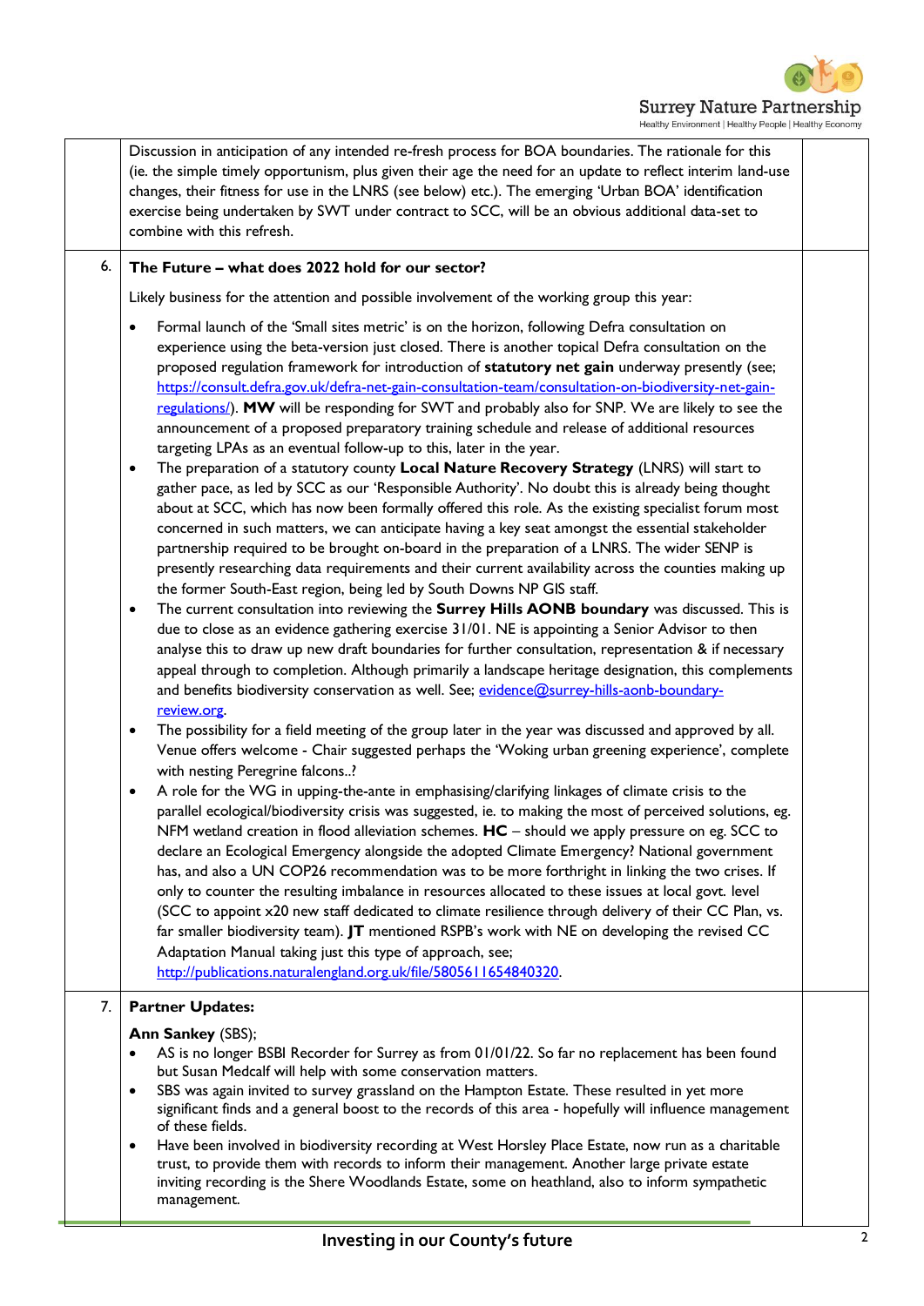|  |  |  |
|---|---|---|
|  | Discussion in anticipation of any intended re-fresh process for BOA boundaries. The rationale for this (ie. the simple timely opportunism, plus given their age the need for an update to reflect interim land-use changes, their fitness for use in the LNRS (see below) etc.). The emerging 'Urban BOA' identification exercise being undertaken by SWT under contract to SCC, will be an obvious additional data-set to combine with this refresh. |  |
| 6. | **The Future – what does 2022 hold for our sector?**<br><br>Likely business for the attention and possible involvement of the working group this year:<br><br>• Formal launch of the 'Small sites metric' is on the horizon, following Defra consultation on experience using the beta-version just closed. There is another topical Defra consultation on the proposed regulation framework for introduction of **statutory net gain** underway presently (see; https://consult.defra.gov.uk/defra-net-gain-consultation-team/consultation-on-biodiversity-net-gain-regulations/). **MW** will be responding for SWT and probably also for SNP. We are likely to see the announcement of a proposed preparatory training schedule and release of additional resources targeting LPAs as an eventual follow-up to this, later in the year.<br>• The preparation of a statutory county **Local Nature Recovery Strategy** (LNRS) will start to gather pace, as led by SCC as our 'Responsible Authority'. No doubt this is already being thought about at SCC, which has now been formally offered this role. As the existing specialist forum most concerned in such matters, we can anticipate having a key seat amongst the essential stakeholder partnership required to be brought on-board in the preparation of a LNRS. The wider SENP is presently researching data requirements and their current availability across the counties making up the former South-East region, being led by South Downs NP GIS staff.<br>• The current consultation into reviewing the **Surrey Hills AONB boundary** was discussed. This is due to close as an evidence gathering exercise 31/01. NE is appointing a Senior Advisor to then analyse this to draw up new draft boundaries for further consultation, representation & if necessary appeal through to completion. Although primarily a landscape heritage designation, this complements and benefits biodiversity conservation as well. See; evidence@surrey-hills-aonb-boundary-review.org.<br>• The possibility for a field meeting of the group later in the year was discussed and approved by all. Venue offers welcome - Chair suggested perhaps the 'Woking urban greening experience', complete with nesting Peregrine falcons..?<br>• A role for the WG in upping-the-ante in emphasising/clarifying linkages of climate crisis to the parallel ecological/biodiversity crisis was suggested, ie. to making the most of perceived solutions, eg. NFM wetland creation in flood alleviation schemes. **HC** – should we apply pressure on eg. SCC to declare an Ecological Emergency alongside the adopted Climate Emergency? National government has, and also a UN COP26 recommendation was to be more forthright in linking the two crises. If only to counter the resulting imbalance in resources allocated to these issues at local govt. level (SCC to appoint x20 new staff dedicated to climate resilience through delivery of their CC Plan, vs. far smaller biodiversity team). **JT** mentioned RSPB's work with NE on developing the revised CC Adaptation Manual taking just this type of approach, see; http://publications.naturalengland.org.uk/file/5805611654840320. |  |
| 7. | **Partner Updates:**<br><br>**Ann Sankey** (SBS);<br>• AS is no longer BSBI Recorder for Surrey as from 01/01/22. So far no replacement has been found but Susan Medcalf will help with some conservation matters.<br>• SBS was again invited to survey grassland on the Hampton Estate. These resulted in yet more significant finds and a general boost to the records of this area - hopefully will influence management of these fields.<br>• Have been involved in biodiversity recording at West Horsley Place Estate, now run as a charitable trust, to provide them with records to inform their management. Another large private estate inviting recording is the Shere Woodlands Estate, some on heathland, also to inform sympathetic management. |  |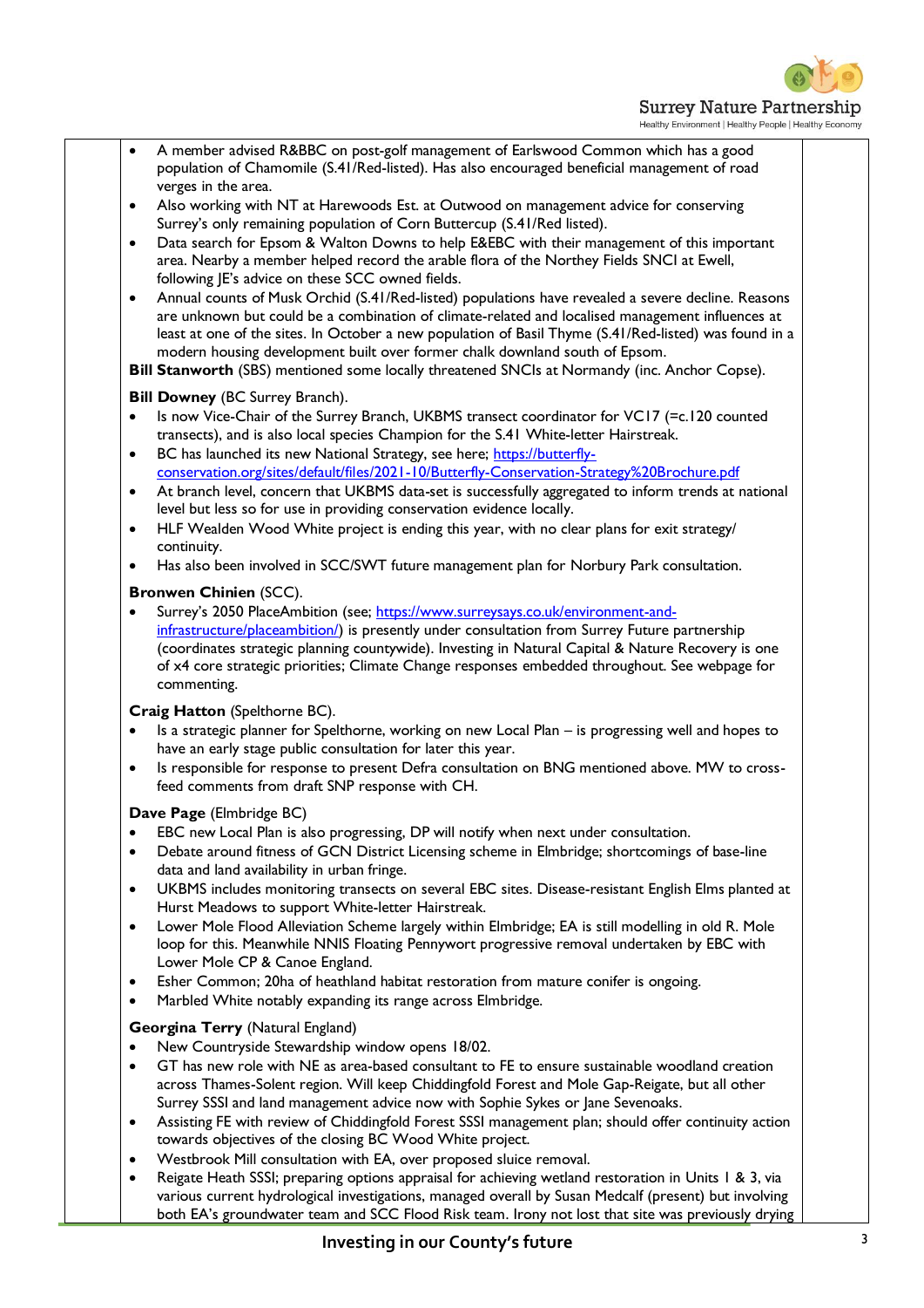- A member advised R&BBC on post-golf management of Earlswood Common which has a good population of Chamomile (S.41/Red-listed). Has also encouraged beneficial management of road verges in the area.
- Also working with NT at Harewoods Est. at Outwood on management advice for conserving Surrey's only remaining population of Corn Buttercup (S.41/Red listed).
- Data search for Epsom & Walton Downs to help E&EBC with their management of this important area. Nearby a member helped record the arable flora of the Northey Fields SNCI at Ewell, following JE's advice on these SCC owned fields.
- Annual counts of Musk Orchid (S.41/Red-listed) populations have revealed a severe decline. Reasons are unknown but could be a combination of climate-related and localised management influences at least at one of the sites. In October a new population of Basil Thyme (S.41/Red-listed) was found in a modern housing development built over former chalk downland south of Epsom.

**Bill Stanworth** (SBS) mentioned some locally threatened SNCIs at Normandy (inc. Anchor Copse).

**Bill Downey** (BC Surrey Branch).

- Is now Vice-Chair of the Surrey Branch, UKBMS transect coordinator for VC17 (=c.120 counted transects), and is also local species Champion for the S.41 White-letter Hairstreak.
- BC has launched its new National Strategy, see here; https://butterfly-conservation.org/sites/default/files/2021-10/Butterfly-Conservation-Strategy%20Brochure.pdf
- At branch level, concern that UKBMS data-set is successfully aggregated to inform trends at national level but less so for use in providing conservation evidence locally.
- HLF Wealden Wood White project is ending this year, with no clear plans for exit strategy/ continuity.
- Has also been involved in SCC/SWT future management plan for Norbury Park consultation.

**Bronwen Chinien** (SCC).

- Surrey's 2050 PlaceAmbition (see; https://www.surreysays.co.uk/environment-and-infrastructure/placeambition/) is presently under consultation from Surrey Future partnership (coordinates strategic planning countywide). Investing in Natural Capital & Nature Recovery is one of x4 core strategic priorities; Climate Change responses embedded throughout. See webpage for commenting.

**Craig Hatton** (Spelthorne BC).

- Is a strategic planner for Spelthorne, working on new Local Plan – is progressing well and hopes to have an early stage public consultation for later this year.
- Is responsible for response to present Defra consultation on BNG mentioned above. MW to cross-feed comments from draft SNP response with CH.

**Dave Page** (Elmbridge BC)

- EBC new Local Plan is also progressing, DP will notify when next under consultation.
- Debate around fitness of GCN District Licensing scheme in Elmbridge; shortcomings of base-line data and land availability in urban fringe.
- UKBMS includes monitoring transects on several EBC sites. Disease-resistant English Elms planted at Hurst Meadows to support White-letter Hairstreak.
- Lower Mole Flood Alleviation Scheme largely within Elmbridge; EA is still modelling in old R. Mole loop for this. Meanwhile NNIS Floating Pennywort progressive removal undertaken by EBC with Lower Mole CP & Canoe England.
- Esher Common; 20ha of heathland habitat restoration from mature conifer is ongoing.
- Marbled White notably expanding its range across Elmbridge.

**Georgina Terry** (Natural England)

- New Countryside Stewardship window opens 18/02.
- GT has new role with NE as area-based consultant to FE to ensure sustainable woodland creation across Thames-Solent region. Will keep Chiddingfold Forest and Mole Gap-Reigate, but all other Surrey SSSI and land management advice now with Sophie Sykes or Jane Sevenoaks.
- Assisting FE with review of Chiddingfold Forest SSSI management plan; should offer continuity action towards objectives of the closing BC Wood White project.
- Westbrook Mill consultation with EA, over proposed sluice removal.
- Reigate Heath SSSI; preparing options appraisal for achieving wetland restoration in Units 1 & 3, via various current hydrological investigations, managed overall by Susan Medcalf (present) but involving both EA's groundwater team and SCC Flood Risk team. Irony not lost that site was previously drying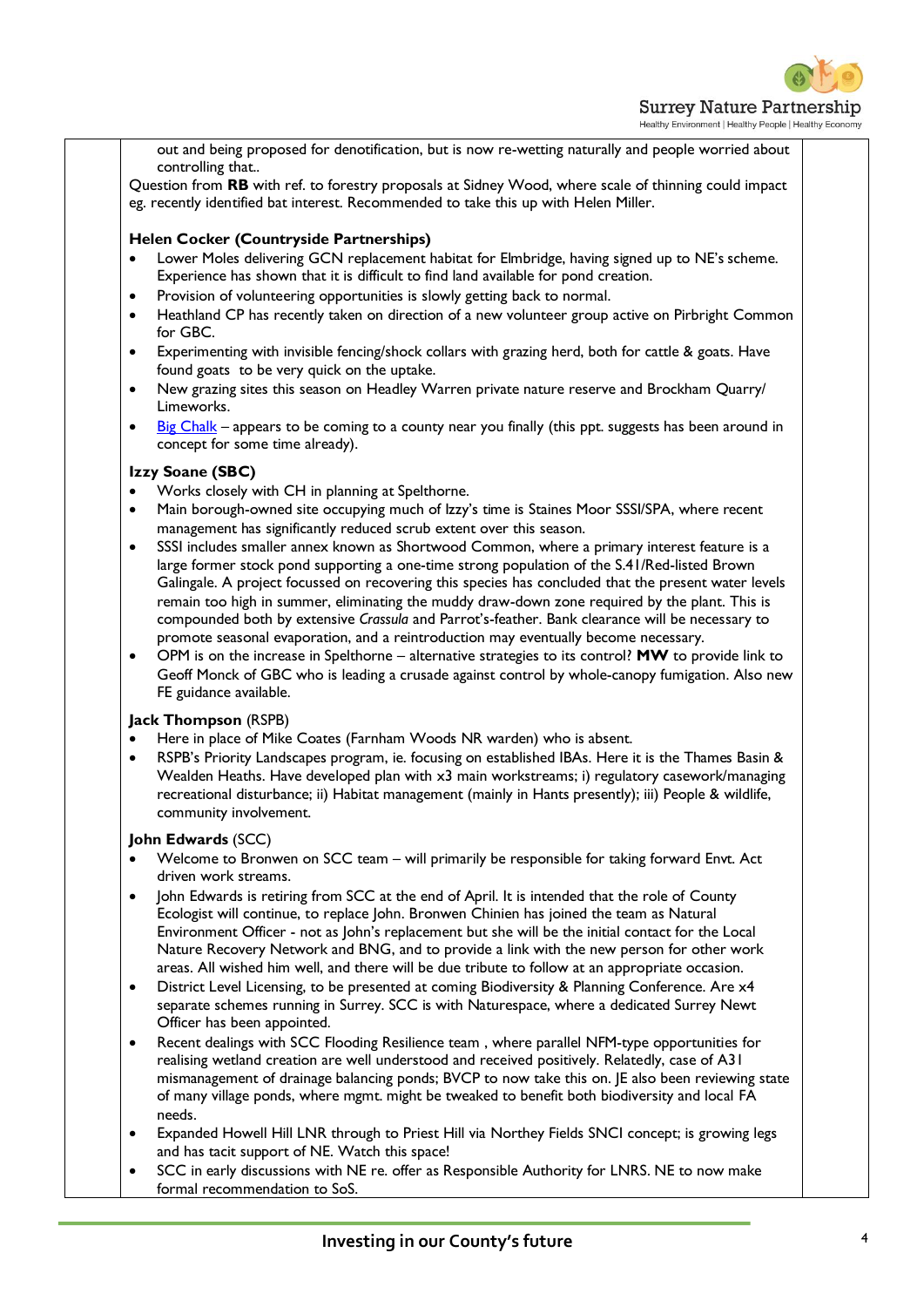out and being proposed for denotification, but is now re-wetting naturally and people worried about controlling that..

Question from **RB** with ref. to forestry proposals at Sidney Wood, where scale of thinning could impact eg. recently identified bat interest. Recommended to take this up with Helen Miller.

**Helen Cocker (Countryside Partnerships)**

- Lower Moles delivering GCN replacement habitat for Elmbridge, having signed up to NE's scheme. Experience has shown that it is difficult to find land available for pond creation.
- Provision of volunteering opportunities is slowly getting back to normal.
- Heathland CP has recently taken on direction of a new volunteer group active on Pirbright Common for GBC.
- Experimenting with invisible fencing/shock collars with grazing herd, both for cattle & goats. Have found goats to be very quick on the uptake.
- New grazing sites this season on Headley Warren private nature reserve and Brockham Quarry/ Limeworks.
- [Big Chalk](Big Chalk) – appears to be coming to a county near you finally (this ppt. suggests has been around in concept for some time already).

**Izzy Soane (SBC)**

- Works closely with CH in planning at Spelthorne.
- Main borough-owned site occupying much of Izzy's time is Staines Moor SSSI/SPA, where recent management has significantly reduced scrub extent over this season.
- SSSI includes smaller annex known as Shortwood Common, where a primary interest feature is a large former stock pond supporting a one-time strong population of the S.41/Red-listed Brown Galingale. A project focussed on recovering this species has concluded that the present water levels remain too high in summer, eliminating the muddy draw-down zone required by the plant. This is compounded both by extensive *Crassula* and Parrot's-feather. Bank clearance will be necessary to promote seasonal evaporation, and a reintroduction may eventually become necessary.
- OPM is on the increase in Spelthorne – alternative strategies to its control? **MW** to provide link to Geoff Monck of GBC who is leading a crusade against control by whole-canopy fumigation. Also new FE guidance available.

**Jack Thompson** (RSPB)

- Here in place of Mike Coates (Farnham Woods NR warden) who is absent.
- RSPB's Priority Landscapes program, ie. focusing on established IBAs. Here it is the Thames Basin & Wealden Heaths. Have developed plan with x3 main workstreams; i) regulatory casework/managing recreational disturbance; ii) Habitat management (mainly in Hants presently); iii) People & wildlife, community involvement.

**John Edwards** (SCC)

- Welcome to Bronwen on SCC team – will primarily be responsible for taking forward Envt. Act driven work streams.
- John Edwards is retiring from SCC at the end of April. It is intended that the role of County Ecologist will continue, to replace John. Bronwen Chinien has joined the team as Natural Environment Officer - not as John's replacement but she will be the initial contact for the Local Nature Recovery Network and BNG, and to provide a link with the new person for other work areas. All wished him well, and there will be due tribute to follow at an appropriate occasion.
- District Level Licensing, to be presented at coming Biodiversity & Planning Conference. Are x4 separate schemes running in Surrey. SCC is with Naturespace, where a dedicated Surrey Newt Officer has been appointed.
- Recent dealings with SCC Flooding Resilience team , where parallel NFM-type opportunities for realising wetland creation are well understood and received positively. Relatedly, case of A31 mismanagement of drainage balancing ponds; BVCP to now take this on. JE also been reviewing state of many village ponds, where mgmt. might be tweaked to benefit both biodiversity and local FA needs.
- Expanded Howell Hill LNR through to Priest Hill via Northey Fields SNCI concept; is growing legs and has tacit support of NE. Watch this space!
- SCC in early discussions with NE re. offer as Responsible Authority for LNRS. NE to now make formal recommendation to SoS.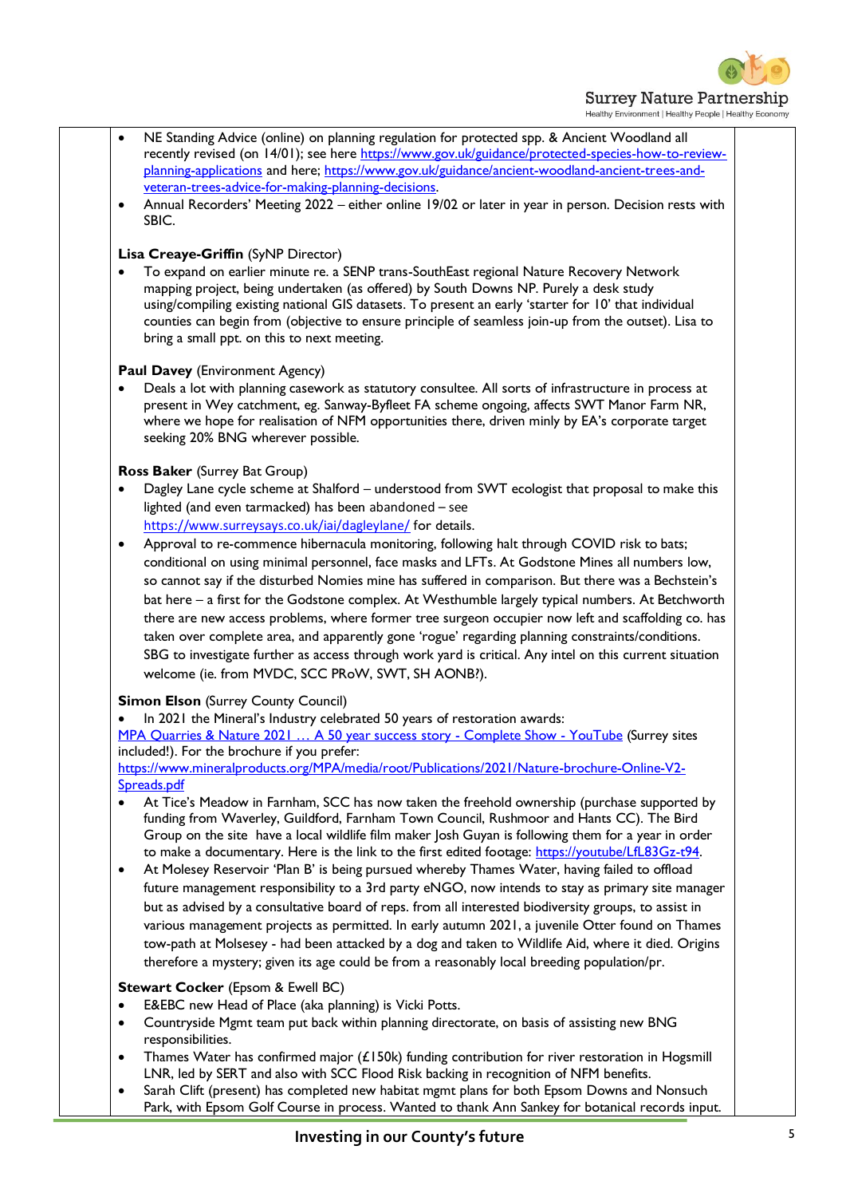- NE Standing Advice (online) on planning regulation for protected spp. & Ancient Woodland all recently revised (on 14/01); see here https://www.gov.uk/guidance/protected-species-how-to-review-planning-applications and here; https://www.gov.uk/guidance/ancient-woodland-ancient-trees-and-veteran-trees-advice-for-making-planning-decisions.
- Annual Recorders' Meeting 2022 – either online 19/02 or later in year in person. Decision rests with SBIC.

**Lisa Creaye-Griffin** (SyNP Director)

- To expand on earlier minute re. a SENP trans-SouthEast regional Nature Recovery Network mapping project, being undertaken (as offered) by South Downs NP. Purely a desk study using/compiling existing national GIS datasets. To present an early 'starter for 10' that individual counties can begin from (objective to ensure principle of seamless join-up from the outset). Lisa to bring a small ppt. on this to next meeting.

**Paul Davey** (Environment Agency)

- Deals a lot with planning casework as statutory consultee. All sorts of infrastructure in process at present in Wey catchment, eg. Sanway-Byfleet FA scheme ongoing, affects SWT Manor Farm NR, where we hope for realisation of NFM opportunities there, driven minly by EA's corporate target seeking 20% BNG wherever possible.

**Ross Baker** (Surrey Bat Group)

- Dagley Lane cycle scheme at Shalford – understood from SWT ecologist that proposal to make this lighted (and even tarmacked) has been abandoned – see https://www.surreysays.co.uk/iai/dagleylane/ for details.
- Approval to re-commence hibernacula monitoring, following halt through COVID risk to bats; conditional on using minimal personnel, face masks and LFTs. At Godstone Mines all numbers low, so cannot say if the disturbed Nomies mine has suffered in comparison. But there was a Bechstein's bat here – a first for the Godstone complex. At Westhumble largely typical numbers. At Betchworth there are new access problems, where former tree surgeon occupier now left and scaffolding co. has taken over complete area, and apparently gone 'rogue' regarding planning constraints/conditions. SBG to investigate further as access through work yard is critical. Any intel on this current situation welcome (ie. from MVDC, SCC PRoW, SWT, SH AONB?).

**Simon Elson** (Surrey County Council)

- In 2021 the Mineral's Industry celebrated 50 years of restoration awards:

[MPA Quarries & Nature 2021 … A 50 year success story - Complete Show - YouTube](MPA Quarries & Nature 2021 … A 50 year success story - Complete Show - YouTube) (Surrey sites included!). For the brochure if you prefer: https://www.mineralproducts.org/MPA/media/root/Publications/2021/Nature-brochure-Online-V2-Spreads.pdf

- At Tice's Meadow in Farnham, SCC has now taken the freehold ownership (purchase supported by funding from Waverley, Guildford, Farnham Town Council, Rushmoor and Hants CC). The Bird Group on the site have a local wildlife film maker Josh Guyan is following them for a year in order to make a documentary. Here is the link to the first edited footage: https://youtube/LfL83Gz-t94.
- At Molesey Reservoir 'Plan B' is being pursued whereby Thames Water, having failed to offload future management responsibility to a 3rd party eNGO, now intends to stay as primary site manager but as advised by a consultative board of reps. from all interested biodiversity groups, to assist in various management projects as permitted. In early autumn 2021, a juvenile Otter found on Thames tow-path at Molsesey - had been attacked by a dog and taken to Wildlife Aid, where it died. Origins therefore a mystery; given its age could be from a reasonably local breeding population/pr.

**Stewart Cocker** (Epsom & Ewell BC)

- E&EBC new Head of Place (aka planning) is Vicki Potts.
- Countryside Mgmt team put back within planning directorate, on basis of assisting new BNG responsibilities.
- Thames Water has confirmed major (£150k) funding contribution for river restoration in Hogsmill LNR, led by SERT and also with SCC Flood Risk backing in recognition of NFM benefits.
- Sarah Clift (present) has completed new habitat mgmt plans for both Epsom Downs and Nonsuch Park, with Epsom Golf Course in process. Wanted to thank Ann Sankey for botanical records input.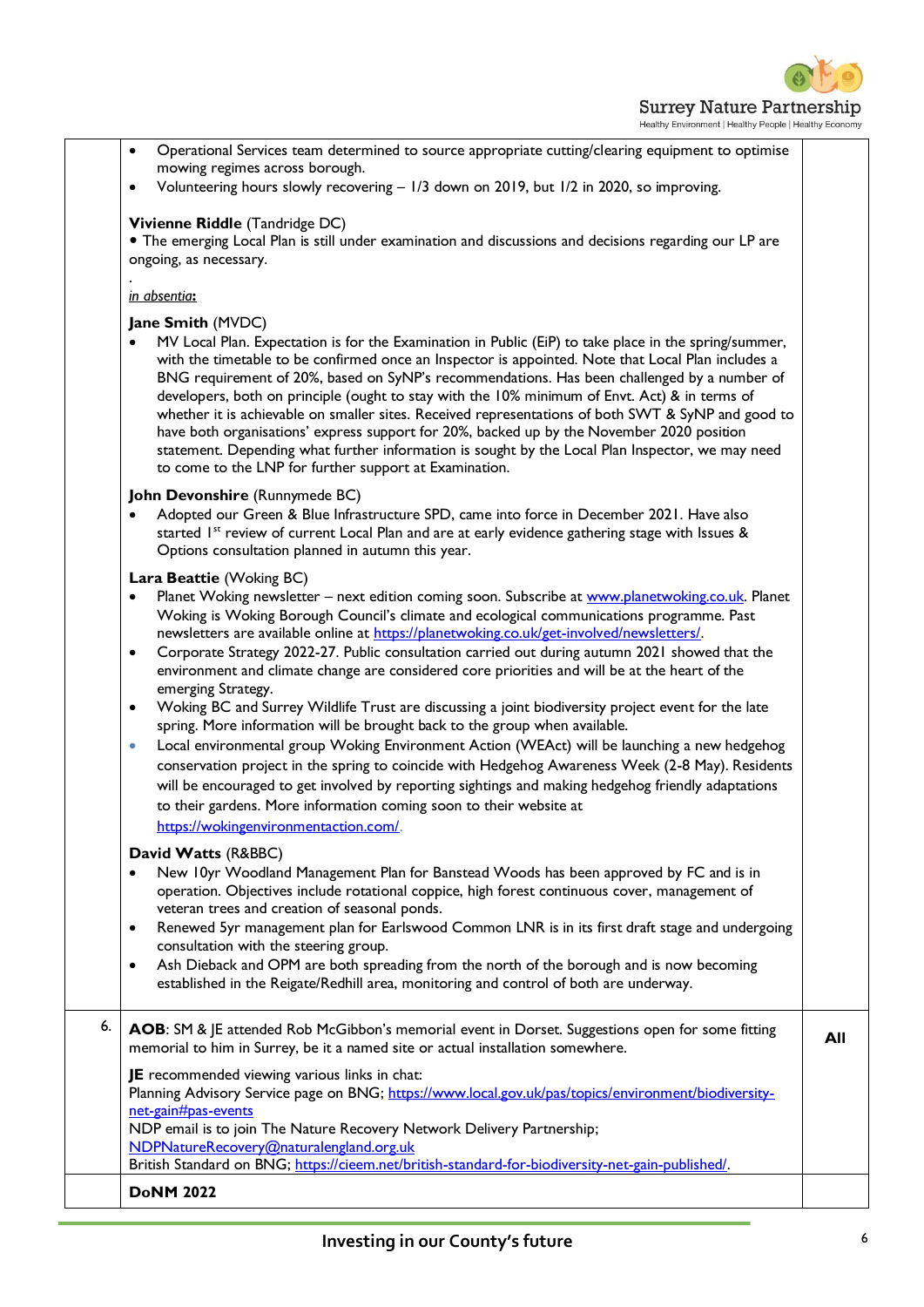| | | |
|---|---|---|
| | • Operational Services team determined to source appropriate cutting/clearing equipment to optimise mowing regimes across borough.<br>• Volunteering hours slowly recovering – 1/3 down on 2019, but 1/2 in 2020, so improving.<br><br>**Vivienne Riddle** (Tandridge DC)<br>• The emerging Local Plan is still under examination and discussions and decisions regarding our LP are ongoing, as necessary.<br>.<br>*in absentia*:<br><br>**Jane Smith** (MVDC)<br>• MV Local Plan. Expectation is for the Examination in Public (EiP) to take place in the spring/summer, with the timetable to be confirmed once an Inspector is appointed. Note that Local Plan includes a BNG requirement of 20%, based on SyNP's recommendations. Has been challenged by a number of developers, both on principle (ought to stay with the 10% minimum of Envt. Act) & in terms of whether it is achievable on smaller sites. Received representations of both SWT & SyNP and good to have both organisations' express support for 20%, backed up by the November 2020 position statement. Depending what further information is sought by the Local Plan Inspector, we may need to come to the LNP for further support at Examination.<br><br>**John Devonshire** (Runnymede BC)<br>• Adopted our Green & Blue Infrastructure SPD, came into force in December 2021. Have also started 1st review of current Local Plan and are at early evidence gathering stage with Issues & Options consultation planned in autumn this year.<br><br>**Lara Beattie** (Woking BC)<br>• Planet Woking newsletter – next edition coming soon. Subscribe at www.planetwoking.co.uk. Planet Woking is Woking Borough Council's climate and ecological communications programme. Past newsletters are available online at https://planetwoking.co.uk/get-involved/newsletters/.<br>• Corporate Strategy 2022-27. Public consultation carried out during autumn 2021 showed that the environment and climate change are considered core priorities and will be at the heart of the emerging Strategy.<br>• Woking BC and Surrey Wildlife Trust are discussing a joint biodiversity project event for the late spring. More information will be brought back to the group when available.<br>• Local environmental group Woking Environment Action (WEAct) will be launching a new hedgehog conservation project in the spring to coincide with Hedgehog Awareness Week (2-8 May). Residents will be encouraged to get involved by reporting sightings and making hedgehog friendly adaptations to their gardens. More information coming soon to their website at https://wokingenvironmentaction.com/.<br><br>**David Watts** (R&BBC)<br>• New 10yr Woodland Management Plan for Banstead Woods has been approved by FC and is in operation. Objectives include rotational coppice, high forest continuous cover, management of veteran trees and creation of seasonal ponds.<br>• Renewed 5yr management plan for Earlswood Common LNR is in its first draft stage and undergoing consultation with the steering group.<br>• Ash Dieback and OPM are both spreading from the north of the borough and is now becoming established in the Reigate/Redhill area, monitoring and control of both are underway. | |
| 6. | **AOB**: SM & JE attended Rob McGibbon's memorial event in Dorset. Suggestions open for some fitting memorial to him in Surrey, be it a named site or actual installation somewhere.<br><br>**JE** recommended viewing various links in chat:<br>Planning Advisory Service page on BNG; https://www.local.gov.uk/pas/topics/environment/biodiversity-net-gain#pas-events<br>NDP email is to join The Nature Recovery Network Delivery Partnership; NDPNatureRecovery@naturalengland.org.uk<br>British Standard on BNG; https://cieem.net/british-standard-for-biodiversity-net-gain-published/. | **All** |
| | **DoNM 2022** | |

Investing in our County's future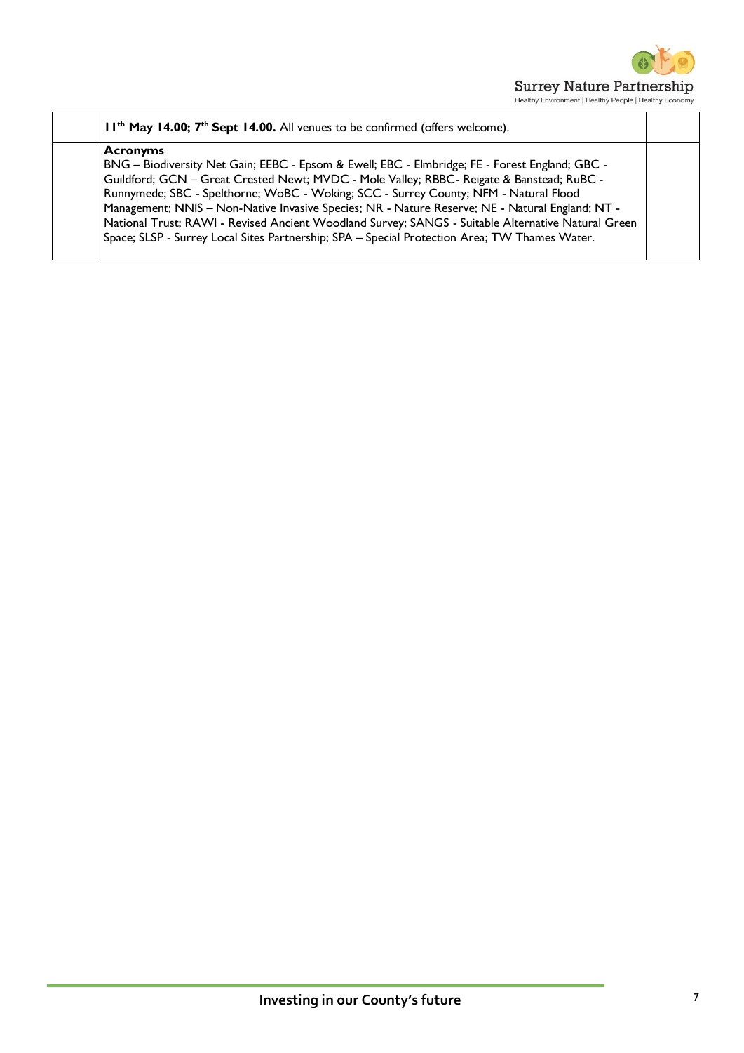| | | |
|---|---|---|
| | **11th May 14.00; 7th Sept 14.00.** All venues to be confirmed (offers welcome). | |
| | **Acronyms**<br>BNG – Biodiversity Net Gain; EEBC - Epsom & Ewell; EBC - Elmbridge; FE - Forest England; GBC - Guildford; GCN – Great Crested Newt; MVDC - Mole Valley; RBBC- Reigate & Banstead; RuBC - Runnymede; SBC - Spelthorne; WoBC - Woking; SCC - Surrey County; NFM - Natural Flood Management; NNIS – Non-Native Invasive Species; NR - Nature Reserve; NE - Natural England; NT - National Trust; RAWI - Revised Ancient Woodland Survey; SANGS - Suitable Alternative Natural Green Space; SLSP - Surrey Local Sites Partnership; SPA – Special Protection Area; TW Thames Water. | |